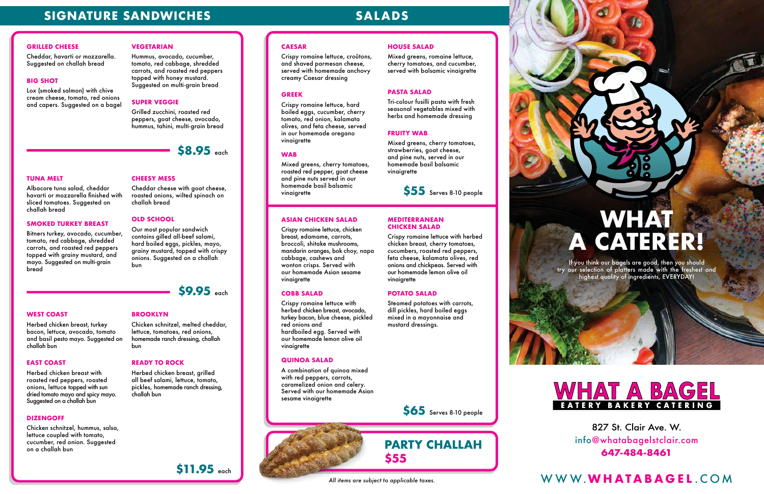## SIGNATURE SANDWICHES

### GRILLED CHEESE
Cheddar, havarti or mozzarella. Suggested on challah bread

### BIG SHOT
Lox (smoked salmon) with chive cream cheese, tomato, red onions and capers. Suggested on a bagel

### VEGETARIAN
Hummus, avocado, cucumber, tomato, red cabbage, shredded carrots, and roasted red peppers topped with honey mustard. Suggested on multi-grain bread

### SUPER VEGGIE
Grilled zucchini, roasted red peppers, goat cheese, avocado, hummus, tahini, multi-grain bread

**$8.95** each

### TUNA MELT
Albacore tuna salad, cheddar havarti or mozzarella finished with sliced tomatoes. Suggested on challah bread

### SMOKED TURKEY BREAST
Bitners turkey, avocado, cucumber, tomato, red cabbage, shredded carrots, and roasted red peppers topped with grainy mustard, and mayo. Suggested on multi-grain bread

### CHEESY MESS
Cheddar cheese with goat cheese, roasted onions, wilted spinach on challah bread

### OLD SCHOOL
Our most popular sandwich contains gilled all-beef salami, hard boiled eggs, pickles, mayo, grainy mustard, topped with crispy onions. Suggested on a challah bun

**$9.95** each

### WEST COAST
Herbed chicken breast, turkey bacon, lettuce, avocado, tomato and basil pesto mayo. Suggested on challah bun

### EAST COAST
Herbed chicken breast with roasted red peppers, roasted onions, lettuce topped with sun dried tomato mayo and spicy mayo. Suggested on a challah bun

### DIZENGOFF
Chicken schnitzel, hummus, salsa, lettuce coupled with tomato, cucumber, red onion. Suggested on a challah bun

### BROOKLYN
Chicken schnitzel, melted cheddar, lettuce, tomatoes, red onions, homemade ranch dressing, challah bun

### READY TO ROCK
Herbed chicken breast, grilled all beef salami, lettuce, tomato, pickles, homemade ranch dressing, challah bun

**$11.95** each

## SALADS

### CAESAR
Crispy romaine lettuce, croûtons, and shaved parmesan cheese, served with homemade anchovy creamy Caesar dressing

### GREEK
Crispy romaine lettuce, hard boiled eggs, cucumber, cherry tomato, red onion, kalamata olives, and feta cheese, served in our homemade oregano vinaigrette

### WAB
Mixed greens, cherry tomatoes, roasted red pepper, goat cheese and pine nuts served in our homemade basil balsamic vinaigrette

### HOUSE SALAD
Mixed greens, romaine lettuce, cherry tomatoes, and cucumber, served with balsamic vinaigrette

### PASTA SALAD
Tri-colour fusilli pasta with fresh seasonal vegetables mixed with herbs and homemade dressing

### FRUITY WAB
Mixed greens, cherry tomatoes, strawberries, goat cheese, and pine nuts, served in our homemade basil balsamic vinaigrette

**$55** Serves 8-10 people

### ASIAN CHICKEN SALAD
Crispy romaine lettuce, chicken breast, edamame, carrots, broccoli, shitake mushrooms, mandarin oranges, bok choy, napa cabbage, cashews and wonton crisps. Served with our homemade Asian sesame vinaigrette

### COBB SALAD
Crispy romaine lettuce with herbed chicken breast, avocado, turkey bacon, blue cheese, pickled red onions and hardboiled egg. Served with our homemade lemon olive oil vinaigrette

### QUINOA SALAD
A combination of quinoa mixed with red peppers, carrots, caramelized onion and celery. Served with our homemade Asian sesame vinaigrette

### MEDITERRANEAN CHICKEN SALAD
Crispy romaine lettuce with herbed chicken breast, cherry tomatoes, cucumbers, roasted red peppers, feta cheese, kalamata olives, red onions and chickpeas. Served with our homemade lemon olive oil vinaigrette

### POTATO SALAD
Steamed potatoes with carrots, dill pickles, hard boiled eggs mixed in a mayonnaise and mustard dressings.

**$65** Serves 8-10 people

## PARTY CHALLAH
**$55**

*All items are subject to applicable taxes.*

# WHAT A CATERER!

If you think our bagels are good, then you should try our selection of platters made with the freshest and highest quality of ingredients, EVERYDAY!

**WHAT A BAGEL**
EATERY BAKERY CATERING

827 St. Clair Ave. W.
info@whatabagelstclair.com
**647-484-8461**

WWW.**WHATABAGEL**.COM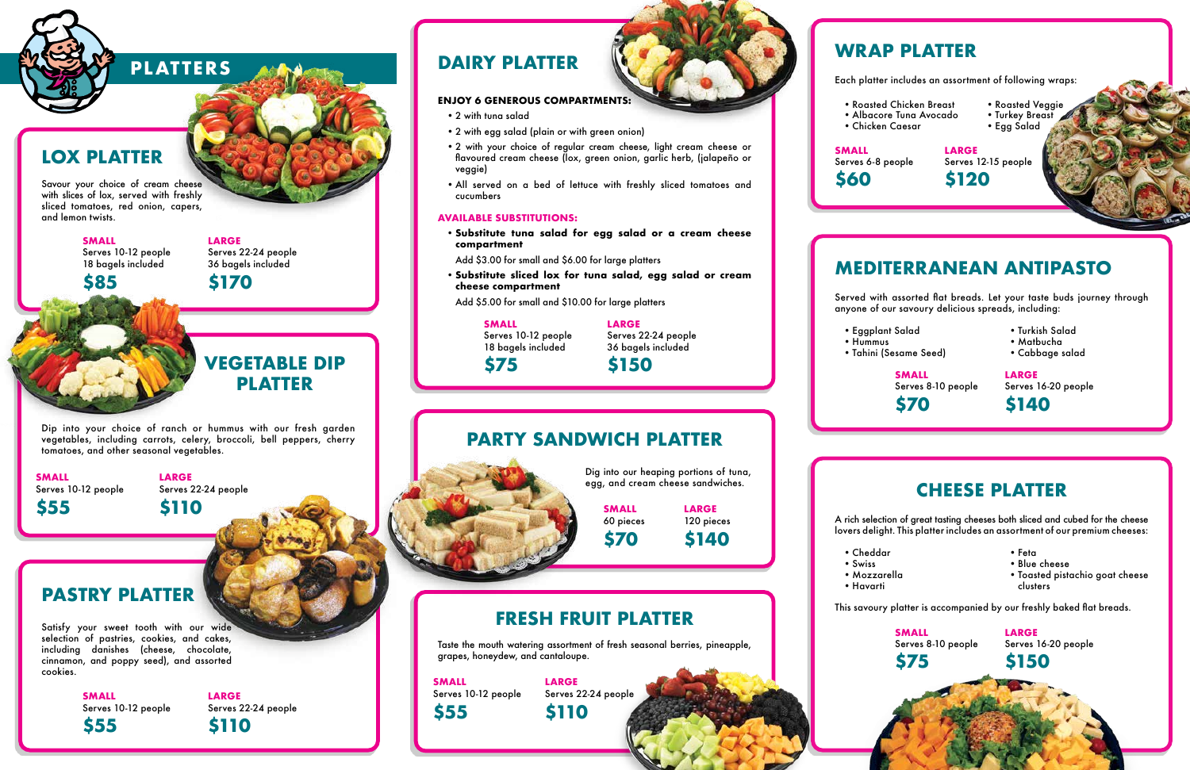# PLATTERS

## LOX PLATTER

Savour your choice of cream cheese with slices of lox, served with freshly sliced tomatoes, red onion, capers, and lemon twists.

**SMALL**
Serves 10-12 people
18 bagels included
**$85**

**LARGE**
Serves 22-24 people
36 bagels included
**$170**

## VEGETABLE DIP PLATTER

Dip into your choice of ranch or hummus with our fresh garden vegetables, including carrots, celery, broccoli, bell peppers, cherry tomatoes, and other seasonal vegetables.

**SMALL**
Serves 10-12 people
**$55**

**LARGE**
Serves 22-24 people
**$110**

## PASTRY PLATTER

Satisfy your sweet tooth with our wide selection of pastries, cookies, and cakes, including danishes (cheese, chocolate, cinnamon, and poppy seed), and assorted cookies.

**SMALL**
Serves 10-12 people
**$55**

**LARGE**
Serves 22-24 people
**$110**

## DAIRY PLATTER

**ENJOY 6 GENEROUS COMPARTMENTS:**

- 2 with tuna salad
- 2 with egg salad (plain or with green onion)
- 2 with your choice of regular cream cheese, light cream cheese or flavoured cream cheese (lox, green onion, garlic herb, (jalapeño or veggie)
- All served on a bed of lettuce with freshly sliced tomatoes and cucumbers

**AVAILABLE SUBSTITUTIONS:**

- **Substitute tuna salad for egg salad or a cream cheese compartment**

  Add $3.00 for small and $6.00 for large platters

- **Substitute sliced lox for tuna salad, egg salad or cream cheese compartment**

  Add $5.00 for small and $10.00 for large platters

**SMALL**
Serves 10-12 people
18 bagels included
**$75**

**LARGE**
Serves 22-24 people
36 bagels included
**$150**

## PARTY SANDWICH PLATTER

Dig into our heaping portions of tuna, egg, and cream cheese sandwiches.

**SMALL**
60 pieces
**$70**

**LARGE**
120 pieces
**$140**

## FRESH FRUIT PLATTER

Taste the mouth watering assortment of fresh seasonal berries, pineapple, grapes, honeydew, and cantaloupe.

**SMALL**
Serves 10-12 people
**$55**

**LARGE**
Serves 22-24 people
**$110**

## WRAP PLATTER

Each platter includes an assortment of following wraps:

- Roasted Chicken Breast
- Albacore Tuna Avocado
- Chicken Caesar
- Roasted Veggie
- Turkey Breast
- Egg Salad

**SMALL**
Serves 6-8 people
**$60**

**LARGE**
Serves 12-15 people
**$120**

## MEDITERRANEAN ANTIPASTO

Served with assorted flat breads. Let your taste buds journey through anyone of our savoury delicious spreads, including:

- Eggplant Salad
- Hummus
- Tahini (Sesame Seed)
- Turkish Salad
- Matbucha
- Cabbage salad

**SMALL**
Serves 8-10 people
**$70**

**LARGE**
Serves 16-20 people
**$140**

## CHEESE PLATTER

A rich selection of great tasting cheeses both sliced and cubed for the cheese lovers delight. This platter includes an assortment of our premium cheeses:

- Cheddar
- Swiss
- Mozzarella
- Havarti
- Feta
- Blue cheese
- Toasted pistachio goat cheese clusters

This savoury platter is accompanied by our freshly baked flat breads.

**SMALL**
Serves 8-10 people
**$75**

**LARGE**
Serves 16-20 people
**$150**